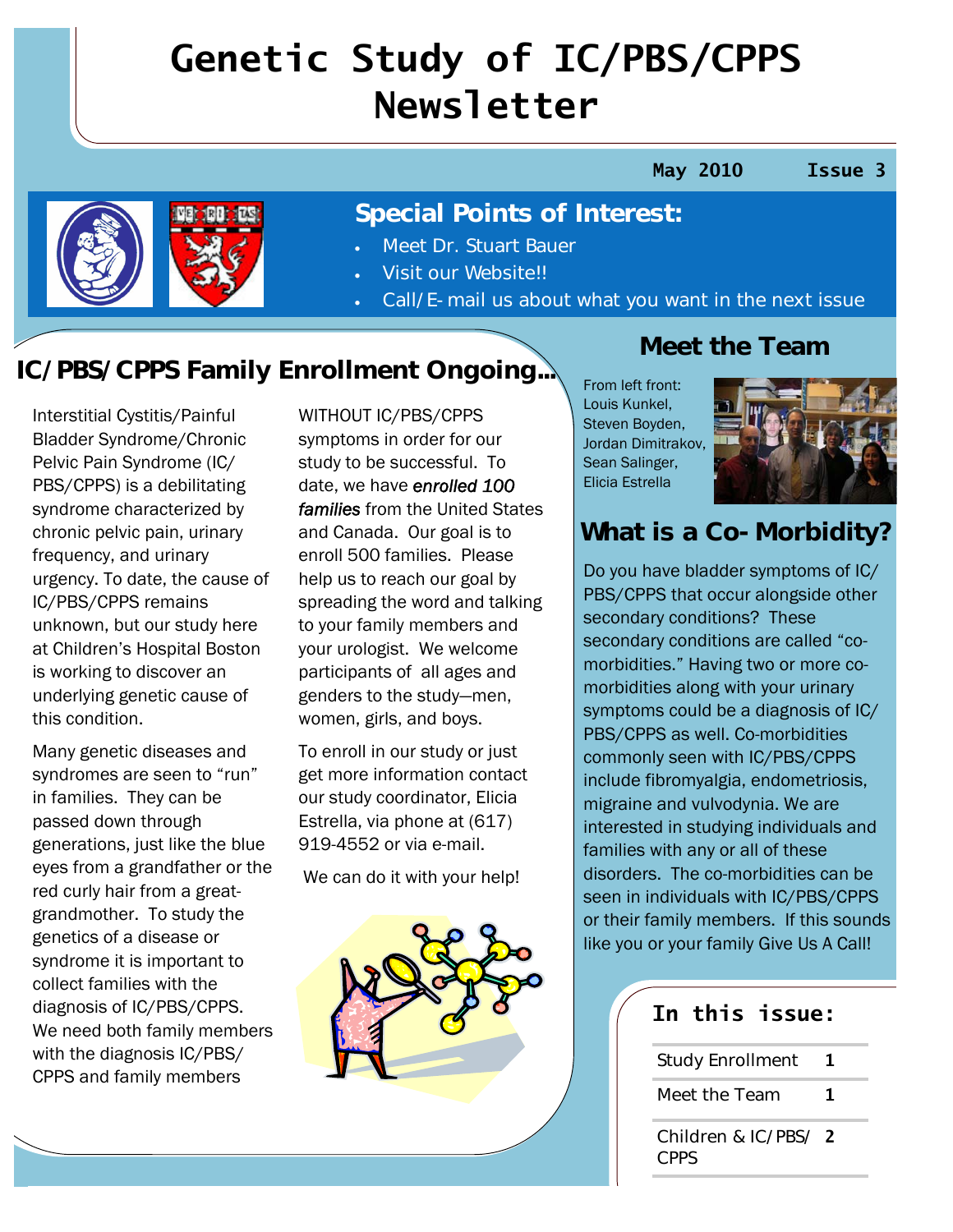# Genetic Study of IC/PBS/CPPS Newsletter

**May 2010** **Issue 3**

## Special Points of Interest:

- Meet Dr. Stuart Bauer
- Visit our Website!!
- Call/E-mail us about what you want in the next issue

## IC/PBS/CPPS Family Enrollment Ongoing...

Interstitial Cystitis/Painful Bladder Syndrome/Chronic Pelvic Pain Syndrome (IC/PBS/CPPS) is a debilitating syndrome characterized by chronic pelvic pain, urinary frequency, and urinary urgency. To date, the cause of IC/PBS/CPPS remains unknown, but our study here at Children's Hospital Boston is working to discover an underlying genetic cause of this condition.

Many genetic diseases and syndromes are seen to "run" in families. They can be passed down through generations, just like the blue eyes from a grandfather or the red curly hair from a great-grandmother. To study the genetics of a disease or syndrome it is important to collect families with the diagnosis of IC/PBS/CPPS. We need both family members with the diagnosis IC/PBS/CPPS and family members WITHOUT IC/PBS/CPPS symptoms in order for our study to be successful. To date, we have ***enrolled 100 families*** from the United States and Canada. Our goal is to enroll 500 families. Please help us to reach our goal by spreading the word and talking to your family members and your urologist. We welcome participants of all ages and genders to the study—men, women, girls, and boys.

To enroll in our study or just get more information contact our study coordinator, Elicia Estrella, via phone at (617) 919-4552 or via e-mail.

We can do it with your help!

## Meet the Team

From left front: Louis Kunkel, Steven Boyden, Jordan Dimitrakov, Sean Salinger, Elicia Estrella

## What is a Co-Morbidity?

Do you have bladder symptoms of IC/PBS/CPPS that occur alongside other secondary conditions? These secondary conditions are called "co-morbidities." Having two or more co-morbidities along with your urinary symptoms could be a diagnosis of IC/PBS/CPPS as well. Co-morbidities commonly seen with IC/PBS/CPPS include fibromyalgia, endometriosis, migraine and vulvodynia. We are interested in studying individuals and families with any or all of these disorders. The co-morbidities can be seen in individuals with IC/PBS/CPPS or their family members. If this sounds like you or your family Give Us A Call!

### In this issue:

| | |
|---|---|
| Study Enrollment | 1 |
| Meet the Team | 1 |
| Children & IC/PBS/CPPS | 2 |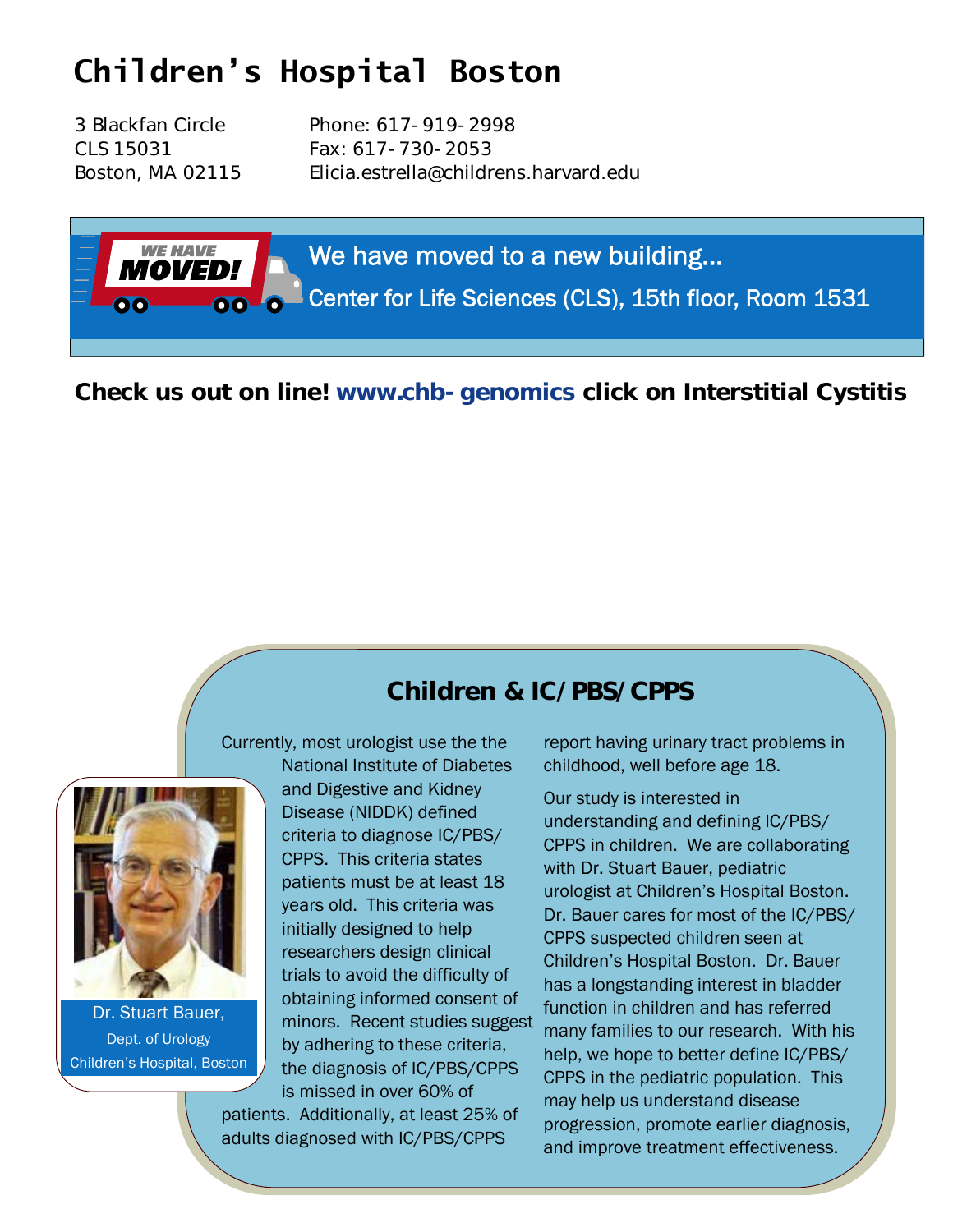# Children's Hospital Boston

3 Blackfan Circle
CLS 15031
Boston, MA 02115

Phone: 617-919-2998
Fax: 617-730-2053
Elicia.estrella@childrens.harvard.edu

WE HAVE MOVED!

We have moved to a new building...

Center for Life Sciences (CLS), 15th floor, Room 1531

**Check us out on line! www.chb-genomics click on Interstitial Cystitis**

## Children & IC/PBS/CPPS

Currently, most urologist use the the National Institute of Diabetes and Digestive and Kidney Disease (NIDDK) defined criteria to diagnose IC/PBS/CPPS. This criteria states patients must be at least 18 years old. This criteria was initially designed to help researchers design clinical trials to avoid the difficulty of obtaining informed consent of minors. Recent studies suggest by adhering to these criteria, the diagnosis of IC/PBS/CPPS is missed in over 60% of patients. Additionally, at least 25% of adults diagnosed with IC/PBS/CPPS report having urinary tract problems in childhood, well before age 18.

Our study is interested in understanding and defining IC/PBS/CPPS in children. We are collaborating with Dr. Stuart Bauer, pediatric urologist at Children's Hospital Boston. Dr. Bauer cares for most of the IC/PBS/CPPS suspected children seen at Children's Hospital Boston. Dr. Bauer has a longstanding interest in bladder function in children and has referred many families to our research. With his help, we hope to better define IC/PBS/CPPS in the pediatric population. This may help us understand disease progression, promote earlier diagnosis, and improve treatment effectiveness.

Dr. Stuart Bauer,
Dept. of Urology
Children's Hospital, Boston